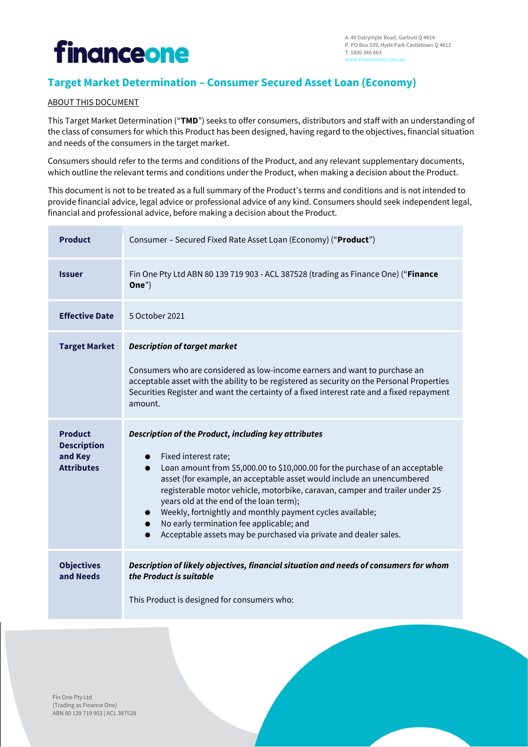# financeone

A. 49 Dalrymple Road, Garbutt Q 4814
P. PO Box 339, Hyde Park Castletown Q 4812
T. 1800 346 663
www.financeone.com.au

## Target Market Determination – Consumer Secured Asset Loan (Economy)

ABOUT THIS DOCUMENT

This Target Market Determination ("**TMD**") seeks to offer consumers, distributors and staff with an understanding of the class of consumers for which this Product has been designed, having regard to the objectives, financial situation and needs of the consumers in the target market.

Consumers should refer to the terms and conditions of the Product, and any relevant supplementary documents, which outline the relevant terms and conditions under the Product, when making a decision about the Product.

This document is not to be treated as a full summary of the Product's terms and conditions and is not intended to provide financial advice, legal advice or professional advice of any kind. Consumers should seek independent legal, financial and professional advice, before making a decision about the Product.

| | |
|---|---|
| **Product** | Consumer – Secured Fixed Rate Asset Loan (Economy) ("**Product**") |
| **Issuer** | Fin One Pty Ltd ABN 80 139 719 903 - ACL 387528 (trading as Finance One) ("**Finance One**") |
| **Effective Date** | 5 October 2021 |
| **Target Market** | ***Description of target market***<br><br>Consumers who are considered as low-income earners and want to purchase an acceptable asset with the ability to be registered as security on the Personal Properties Securities Register and want the certainty of a fixed interest rate and a fixed repayment amount. |
| **Product Description and Key Attributes** | ***Description of the Product, including key attributes***<br><br>● Fixed interest rate;<br>● Loan amount from $5,000.00 to $10,000.00 for the purchase of an acceptable asset (for example, an acceptable asset would include an unencumbered registerable motor vehicle, motorbike, caravan, camper and trailer under 25 years old at the end of the loan term);<br>● Weekly, fortnightly and monthly payment cycles available;<br>● No early termination fee applicable; and<br>● Acceptable assets may be purchased via private and dealer sales. |
| **Objectives and Needs** | ***Description of likely objectives, financial situation and needs of consumers for whom the Product is suitable***<br><br>This Product is designed for consumers who: |

Fin One Pty Ltd
(Trading as Finance One)
ABN 80 139 719 903 | ACL 387528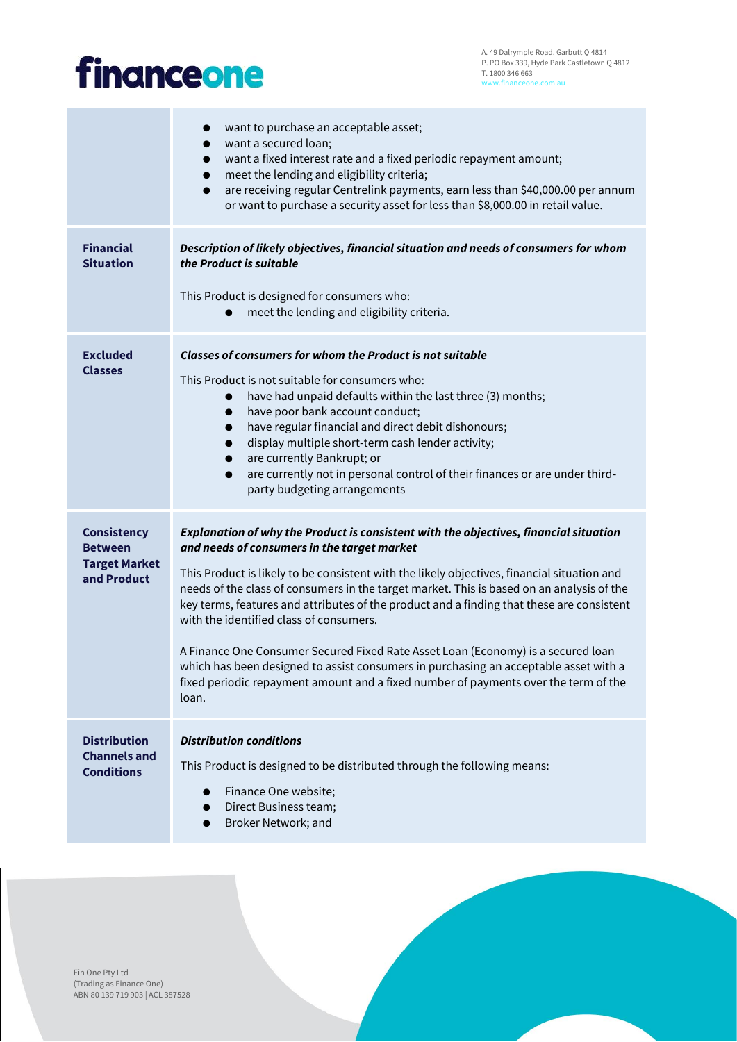| | |
|---|---|
| | <ul><li>want to purchase an acceptable asset;</li><li>want a secured loan;</li><li>want a fixed interest rate and a fixed periodic repayment amount;</li><li>meet the lending and eligibility criteria;</li><li>are receiving regular Centrelink payments, earn less than $40,000.00 per annum or want to purchase a security asset for less than $8,000.00 in retail value.</li></ul> |
| **Financial Situation** | ***Description of likely objectives, financial situation and needs of consumers for whom the Product is suitable***<br><br>This Product is designed for consumers who:<ul><li>meet the lending and eligibility criteria.</li></ul> |
| **Excluded Classes** | ***Classes of consumers for whom the Product is not suitable***<br><br>This Product is not suitable for consumers who:<ul><li>have had unpaid defaults within the last three (3) months;</li><li>have poor bank account conduct;</li><li>have regular financial and direct debit dishonours;</li><li>display multiple short-term cash lender activity;</li><li>are currently Bankrupt; or</li><li>are currently not in personal control of their finances or are under third-party budgeting arrangements</li></ul> |
| **Consistency Between Target Market and Product** | ***Explanation of why the Product is consistent with the objectives, financial situation and needs of consumers in the target market***<br><br>This Product is likely to be consistent with the likely objectives, financial situation and needs of the class of consumers in the target market. This is based on an analysis of the key terms, features and attributes of the product and a finding that these are consistent with the identified class of consumers.<br><br>A Finance One Consumer Secured Fixed Rate Asset Loan (Economy) is a secured loan which has been designed to assist consumers in purchasing an acceptable asset with a fixed periodic repayment amount and a fixed number of payments over the term of the loan. |
| **Distribution Channels and Conditions** | ***Distribution conditions***<br><br>This Product is designed to be distributed through the following means:<ul><li>Finance One website;</li><li>Direct Business team;</li><li>Broker Network; and</li></ul> |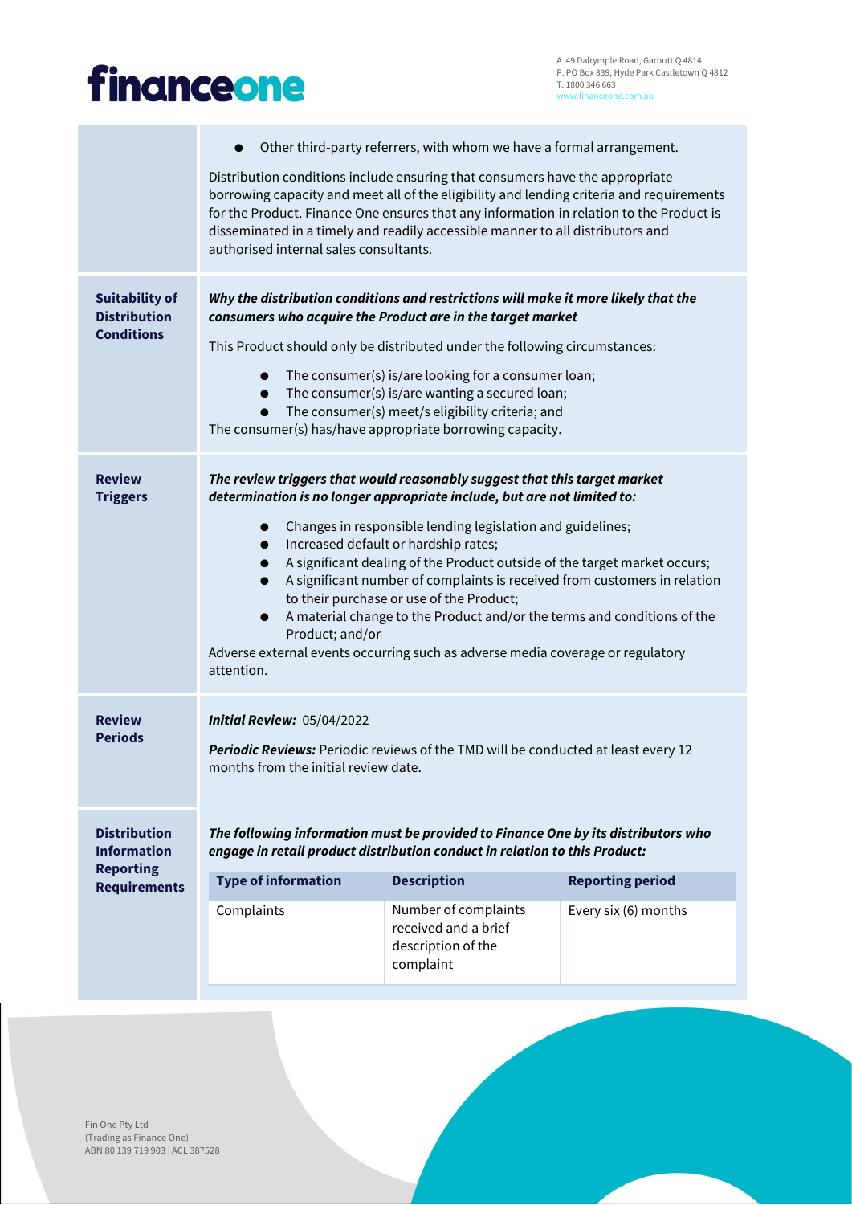| | |
|---|---|
| | - Other third-party referrers, with whom we have a formal arrangement.<br><br>Distribution conditions include ensuring that consumers have the appropriate borrowing capacity and meet all of the eligibility and lending criteria and requirements for the Product. Finance One ensures that any information in relation to the Product is disseminated in a timely and readily accessible manner to all distributors and authorised internal sales consultants. |
| **Suitability of Distribution Conditions** | ***Why the distribution conditions and restrictions will make it more likely that the consumers who acquire the Product are in the target market***<br><br>This Product should only be distributed under the following circumstances:<br><br>- The consumer(s) is/are looking for a consumer loan;<br>- The consumer(s) is/are wanting a secured loan;<br>- The consumer(s) meet/s eligibility criteria; and<br><br>The consumer(s) has/have appropriate borrowing capacity. |
| **Review Triggers** | ***The review triggers that would reasonably suggest that this target market determination is no longer appropriate include, but are not limited to:***<br><br>- Changes in responsible lending legislation and guidelines;<br>- Increased default or hardship rates;<br>- A significant dealing of the Product outside of the target market occurs;<br>- A significant number of complaints is received from customers in relation to their purchase or use of the Product;<br>- A material change to the Product and/or the terms and conditions of the Product; and/or<br><br>Adverse external events occurring such as adverse media coverage or regulatory attention. |
| **Review Periods** | ***Initial Review:*** 05/04/2022<br><br>***Periodic Reviews:*** Periodic reviews of the TMD will be conducted at least every 12 months from the initial review date. |
| **Distribution Information Reporting Requirements** | ***The following information must be provided to Finance One by its distributors who engage in retail product distribution conduct in relation to this Product:*** |

| Type of information | Description | Reporting period |
|---|---|---|
| Complaints | Number of complaints received and a brief description of the complaint | Every six (6) months |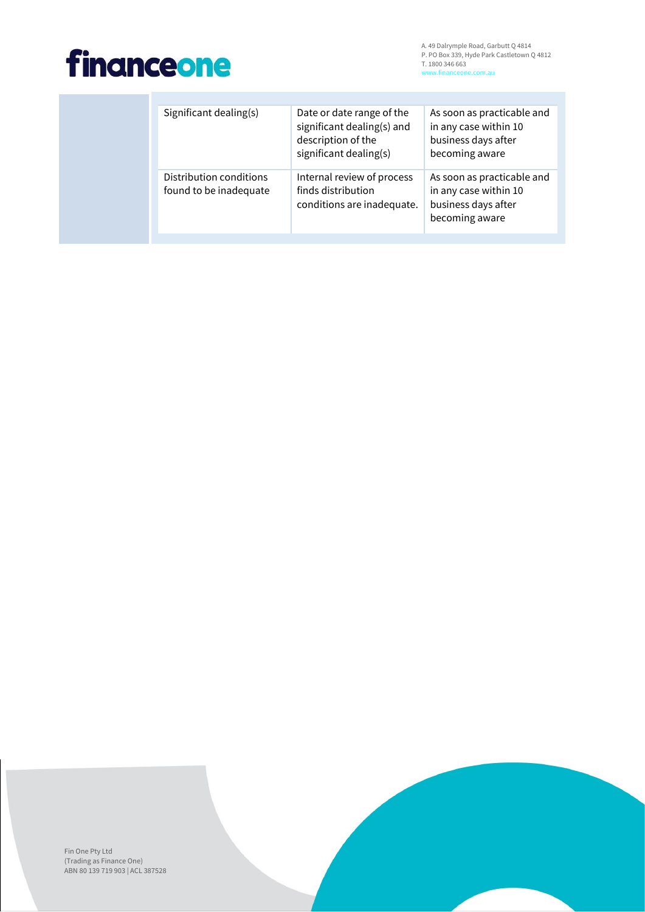| | | | |
|---|---|---|---|
| | Significant dealing(s) | Date or date range of the significant dealing(s) and description of the significant dealing(s) | As soon as practicable and in any case within 10 business days after becoming aware |
| | Distribution conditions found to be inadequate | Internal review of process finds distribution conditions are inadequate. | As soon as practicable and in any case within 10 business days after becoming aware |